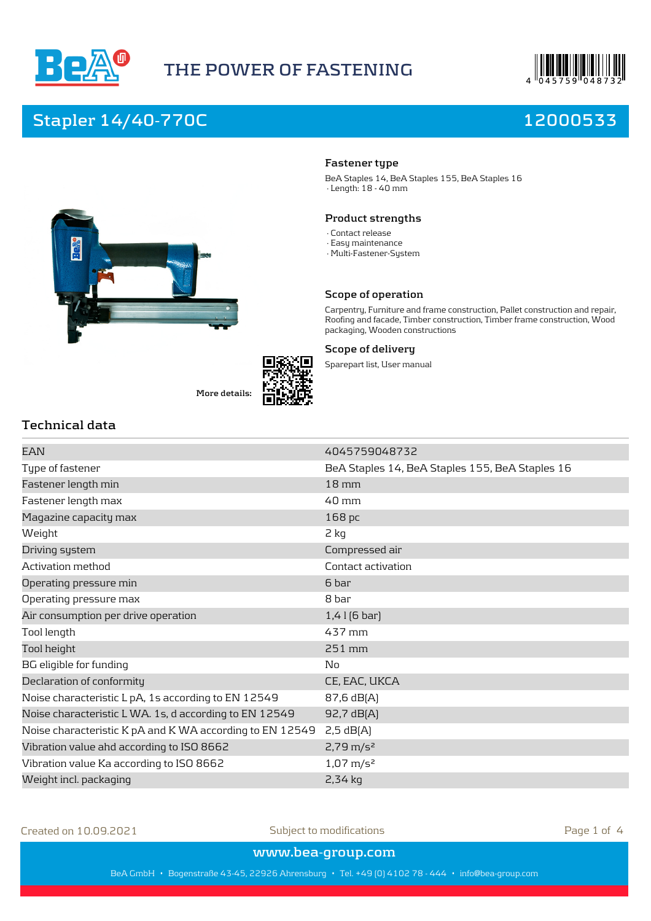THE POWER OF FASTENING

# Stapler 14/40-770C 12000533

### Fastener type

BeA Staples 14, BeA Staples 155, BeA Staples 16
· Length: 18 - 40 mm

### Product strengths

· Contact release
· Easy maintenance
· Multi-Fastener-System

### Scope of operation

Carpentry, Furniture and frame construction, Pallet construction and repair, Roofing and facade, Timber construction, Timber frame construction, Wood packaging, Wooden constructions

### Scope of delivery

Sparepart list, User manual

More details:

## Technical data

| | |
|---|---|
| EAN | 4045759048732 |
| Type of fastener | BeA Staples 14, BeA Staples 155, BeA Staples 16 |
| Fastener length min | 18 mm |
| Fastener length max | 40 mm |
| Magazine capacity max | 168 pc |
| Weight | 2 kg |
| Driving system | Compressed air |
| Activation method | Contact activation |
| Operating pressure min | 6 bar |
| Operating pressure max | 8 bar |
| Air consumption per drive operation | 1,4 l (6 bar) |
| Tool length | 437 mm |
| Tool height | 251 mm |
| BG eligible for funding | No |
| Declaration of conformity | CE, EAC, UKCA |
| Noise characteristic L pA, 1s according to EN 12549 | 87,6 dB(A) |
| Noise characteristic L WA. 1s, d according to EN 12549 | 92,7 dB(A) |
| Noise characteristic K pA and K WA according to EN 12549 | 2,5 dB(A) |
| Vibration value ahd according to ISO 8662 | 2,79 m/s² |
| Vibration value Ka according to ISO 8662 | 1,07 m/s² |
| Weight incl. packaging | 2,34 kg |

Created on 10.09.2021 Subject to modifications

www.bea-group.com

BeA GmbH • Bogenstraße 43-45, 22926 Ahrensburg • Tel. +49 (0) 4102 78 - 444 • info@bea-group.com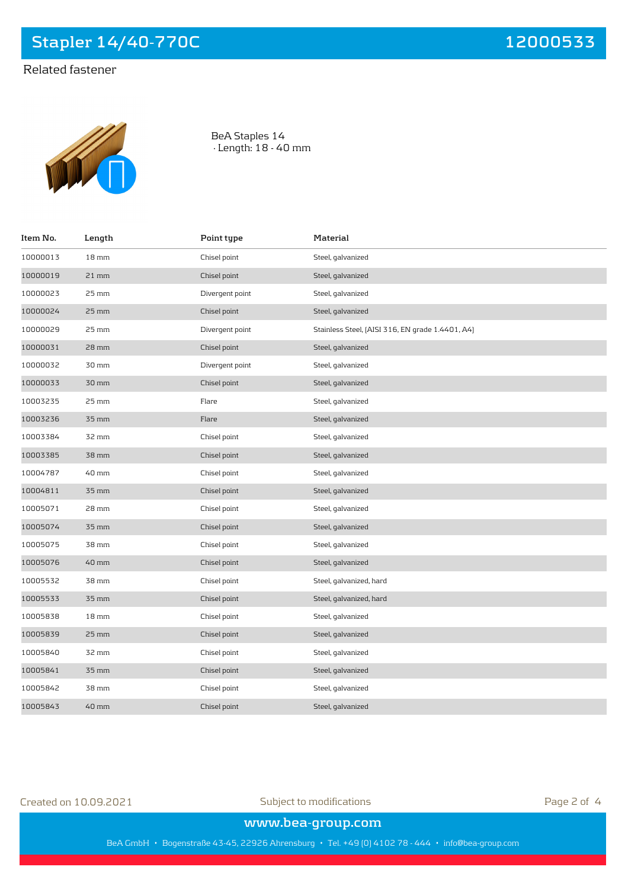# Stapler 14/40-770C

12000533

## Related fastener

BeA Staples 14
· Length: 18 - 40 mm

| Item No. | Length | Point type | Material |
|---|---|---|---|
| 10000013 | 18 mm | Chisel point | Steel, galvanized |
| 10000019 | 21 mm | Chisel point | Steel, galvanized |
| 10000023 | 25 mm | Divergent point | Steel, galvanized |
| 10000024 | 25 mm | Chisel point | Steel, galvanized |
| 10000029 | 25 mm | Divergent point | Stainless Steel, (AISI 316, EN grade 1.4401, A4) |
| 10000031 | 28 mm | Chisel point | Steel, galvanized |
| 10000032 | 30 mm | Divergent point | Steel, galvanized |
| 10000033 | 30 mm | Chisel point | Steel, galvanized |
| 10003235 | 25 mm | Flare | Steel, galvanized |
| 10003236 | 35 mm | Flare | Steel, galvanized |
| 10003384 | 32 mm | Chisel point | Steel, galvanized |
| 10003385 | 38 mm | Chisel point | Steel, galvanized |
| 10004787 | 40 mm | Chisel point | Steel, galvanized |
| 10004811 | 35 mm | Chisel point | Steel, galvanized |
| 10005071 | 28 mm | Chisel point | Steel, galvanized |
| 10005074 | 35 mm | Chisel point | Steel, galvanized |
| 10005075 | 38 mm | Chisel point | Steel, galvanized |
| 10005076 | 40 mm | Chisel point | Steel, galvanized |
| 10005532 | 38 mm | Chisel point | Steel, galvanized, hard |
| 10005533 | 35 mm | Chisel point | Steel, galvanized, hard |
| 10005838 | 18 mm | Chisel point | Steel, galvanized |
| 10005839 | 25 mm | Chisel point | Steel, galvanized |
| 10005840 | 32 mm | Chisel point | Steel, galvanized |
| 10005841 | 35 mm | Chisel point | Steel, galvanized |
| 10005842 | 38 mm | Chisel point | Steel, galvanized |
| 10005843 | 40 mm | Chisel point | Steel, galvanized |

Created on 10.09.2021 Subject to modifications

www.bea-group.com

BeA GmbH • Bogenstraße 43-45, 22926 Ahrensburg • Tel. +49 (0) 4102 78 - 444 • info@bea-group.com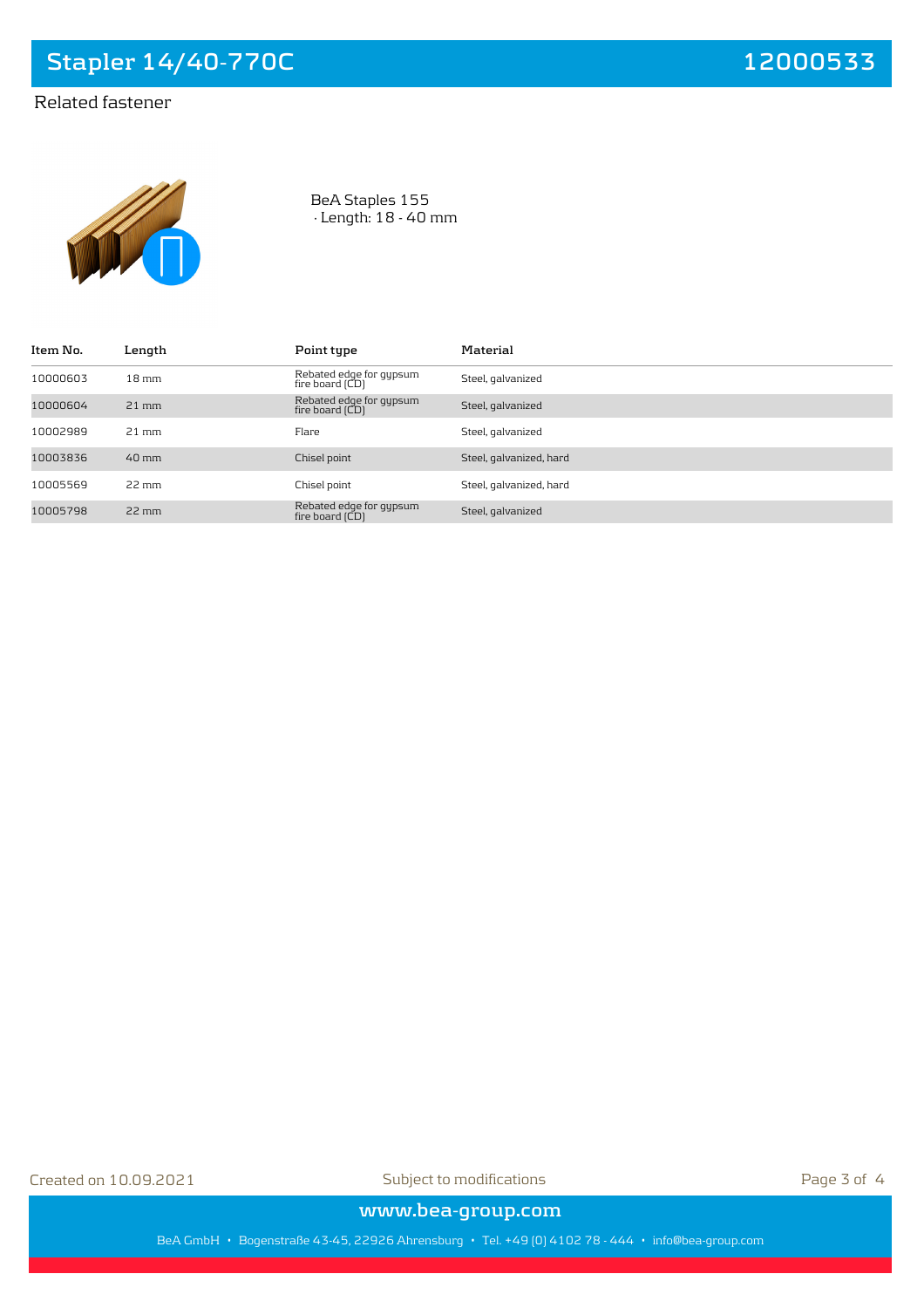# Stapler 14/40-770C

12000533

## Related fastener

BeA Staples 155
· Length: 18 - 40 mm

| Item No. | Length | Point type | Material |
|---|---|---|---|
| 10000603 | 18 mm | Rebated edge for gypsum fire board (CD) | Steel, galvanized |
| 10000604 | 21 mm | Rebated edge for gypsum fire board (CD) | Steel, galvanized |
| 10002989 | 21 mm | Flare | Steel, galvanized |
| 10003836 | 40 mm | Chisel point | Steel, galvanized, hard |
| 10005569 | 22 mm | Chisel point | Steel, galvanized, hard |
| 10005798 | 22 mm | Rebated edge for gypsum fire board (CD) | Steel, galvanized |

Created on 10.09.2021

Subject to modifications

www.bea-group.com

BeA GmbH • Bogenstraße 43-45, 22926 Ahrensburg • Tel. +49 (0) 4102 78 - 444 • info@bea-group.com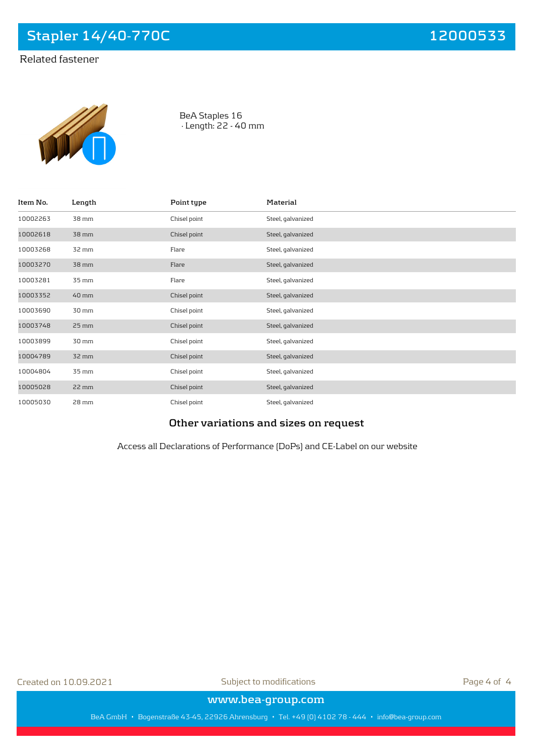# Stapler 14/40-770C

12000533

## Related fastener

BeA Staples 16
· Length: 22 - 40 mm

| Item No. | Length | Point type | Material |
|---|---|---|---|
| 10002263 | 38 mm | Chisel point | Steel, galvanized |
| 10002618 | 38 mm | Chisel point | Steel, galvanized |
| 10003268 | 32 mm | Flare | Steel, galvanized |
| 10003270 | 38 mm | Flare | Steel, galvanized |
| 10003281 | 35 mm | Flare | Steel, galvanized |
| 10003352 | 40 mm | Chisel point | Steel, galvanized |
| 10003690 | 30 mm | Chisel point | Steel, galvanized |
| 10003748 | 25 mm | Chisel point | Steel, galvanized |
| 10003899 | 30 mm | Chisel point | Steel, galvanized |
| 10004789 | 32 mm | Chisel point | Steel, galvanized |
| 10004804 | 35 mm | Chisel point | Steel, galvanized |
| 10005028 | 22 mm | Chisel point | Steel, galvanized |
| 10005030 | 28 mm | Chisel point | Steel, galvanized |

### Other variations and sizes on request

Access all Declarations of Performance (DoPs) and CE-Label on our website

Created on 10.09.2021

Subject to modifications

www.bea-group.com

BeA GmbH • Bogenstraße 43-45, 22926 Ahrensburg • Tel. +49 (0) 4102 78 - 444 • info@bea-group.com